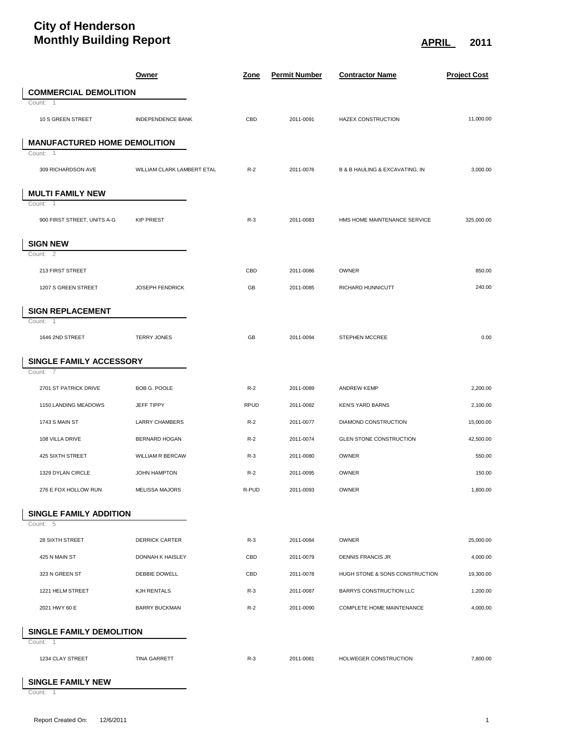# City of Henderson
# Monthly Building Report

**APRIL 2011**

| | Owner | Zone | Permit Number | Contractor Name | Project Cost |
|---|---|---|---|---|---|
| **COMMERCIAL DEMOLITION** | | | | | |
| Count: 1 | | | | | |
| 10 S GREEN STREET | INDEPENDENCE BANK | CBD | 2011-0091 | HAZEX CONSTRUCTION | 11,000.00 |
| **MANUFACTURED HOME DEMOLITION** | | | | | |
| Count: 1 | | | | | |
| 309 RICHARDSON AVE | WILLIAM CLARK LAMBERT ETAL | R-2 | 2011-0076 | B & B HAULING & EXCAVATING, IN | 3,000.00 |
| **MULTI FAMILY NEW** | | | | | |
| Count: 1 | | | | | |
| 900 FIRST STREET, UNITS A-G | KIP PRIEST | R-3 | 2011-0083 | HMS HOME MAINTENANCE SERVICE | 325,000.00 |
| **SIGN NEW** | | | | | |
| Count: 2 | | | | | |
| 213 FIRST STREET | | CBD | 2011-0086 | OWNER | 850.00 |
| 1207 S GREEN STREET | JOSEPH FENDRICK | GB | 2011-0085 | RICHARD HUNNICUTT | 240.00 |
| **SIGN REPLACEMENT** | | | | | |
| Count: 1 | | | | | |
| 1646 2ND STREET | TERRY JONES | GB | 2011-0094 | STEPHEN MCCREE | 0.00 |
| **SINGLE FAMILY ACCESSORY** | | | | | |
| Count: 7 | | | | | |
| 2701 ST PATRICK DRIVE | BOB G. POOLE | R-2 | 2011-0089 | ANDREW KEMP | 2,200.00 |
| 1150 LANDING MEADOWS | JEFF TIPPY | RPUD | 2011-0082 | KEN'S YARD BARNS | 2,100.00 |
| 1743 S MAIN ST | LARRY CHAMBERS | R-2 | 2011-0077 | DIAMOND CONSTRUCTION | 15,000.00 |
| 108 VILLA DRIVE | BERNARD HOGAN | R-2 | 2011-0074 | GLEN STONE CONSTRUCTION | 42,500.00 |
| 425 SIXTH STREET | WILLIAM R BERCAW | R-3 | 2011-0080 | OWNER | 550.00 |
| 1329 DYLAN CIRCLE | JOHN HAMPTON | R-2 | 2011-0095 | OWNER | 150.00 |
| 276 E FOX HOLLOW RUN | MELISSA MAJORS | R-PUD | 2011-0093 | OWNER | 1,800.00 |
| **SINGLE FAMILY ADDITION** | | | | | |
| Count: 5 | | | | | |
| 28 SIXTH STREET | DERRICK CARTER | R-3 | 2011-0084 | OWNER | 25,000.00 |
| 425 N MAIN ST | DONNAH K HAISLEY | CBD | 2011-0079 | DENNIS FRANCIS JR | 4,000.00 |
| 323 N GREEN ST | DEBBIE DOWELL | CBD | 2011-0078 | HUGH STONE & SONS CONSTRUCTION | 19,300.00 |
| 1221 HELM STREET | KJH RENTALS | R-3 | 2011-0087 | BARRYS CONSTRUCTION LLC | 1,200.00 |
| 2021 HWY 60 E | BARRY BUCKMAN | R-2 | 2011-0090 | COMPLETE HOME MAINTENANCE | 4,000.00 |
| **SINGLE FAMILY DEMOLITION** | | | | | |
| Count: 1 | | | | | |
| 1234 CLAY STREET | TINA GARRETT | R-3 | 2011-0081 | HOLWEGER CONSTRUCTION | 7,800.00 |
| **SINGLE FAMILY NEW** | | | | | |
| Count: 1 | | | | | |

Report Created On: 12/6/2011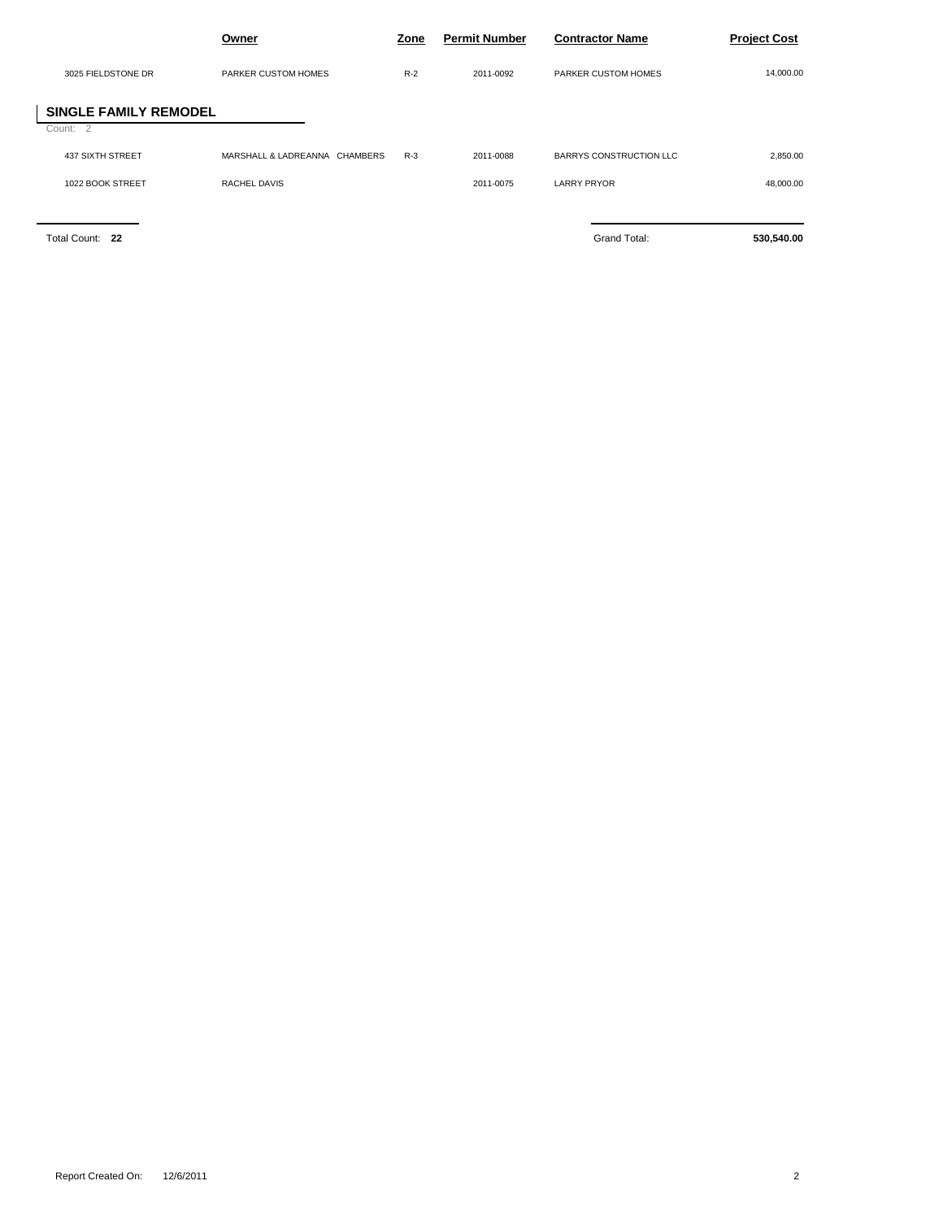| | Owner | Zone | Permit Number | Contractor Name | Project Cost |
|---|---|---|---|---|---|
| 3025 FIELDSTONE DR | PARKER CUSTOM HOMES | R-2 | 2011-0092 | PARKER CUSTOM HOMES | 14,000.00 |

## SINGLE FAMILY REMODEL

Count: 2

| | Owner | Zone | Permit Number | Contractor Name | Project Cost |
|---|---|---|---|---|---|
| 437 SIXTH STREET | MARSHALL & LADREANNA CHAMBERS | R-3 | 2011-0088 | BARRYS CONSTRUCTION LLC | 2,850.00 |
| 1022 BOOK STREET | RACHEL DAVIS | | 2011-0075 | LARRY PRYOR | 48,000.00 |

Total Count: **22**

Grand Total: **530,540.00**

Report Created On: 12/6/2011